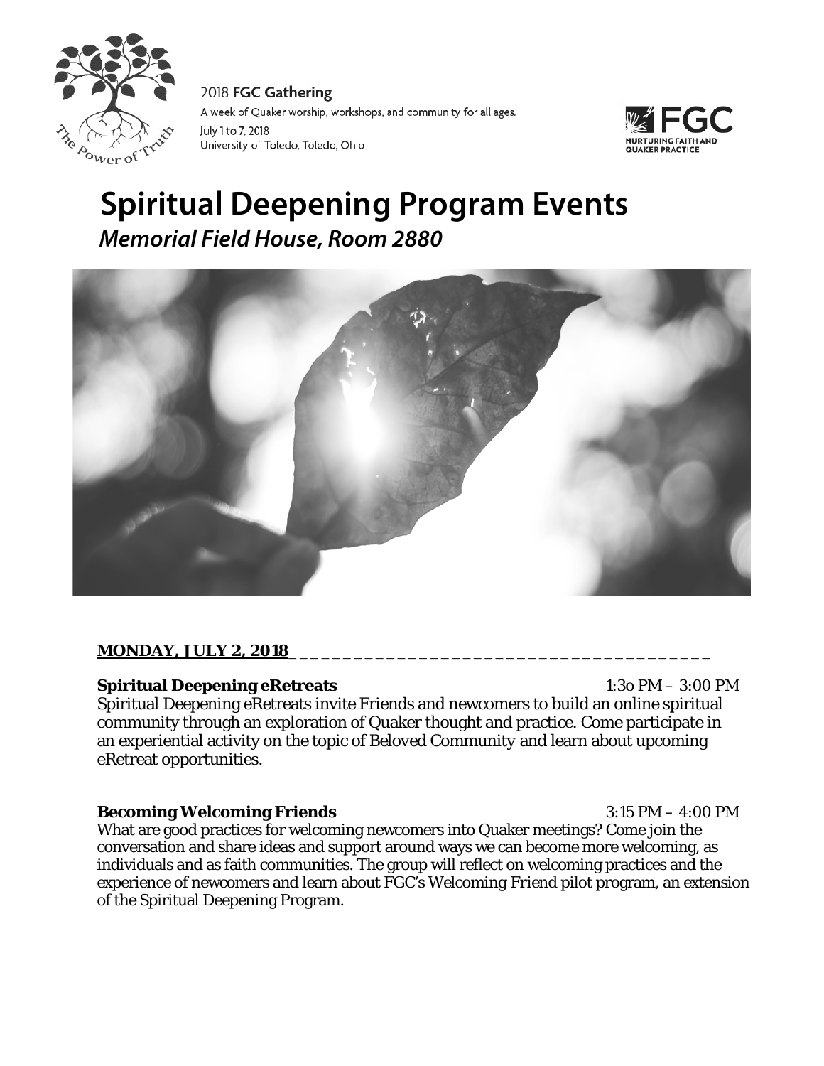2018 **FGC Gathering**

A week of Quaker worship, workshops, and community for all ages.

July 1 to 7, 2018

University of Toledo, Toledo, Ohio

# Spiritual Deepening Program Events

## *Memorial Field House, Room 2880*

**MONDAY, JULY 2, 2018**

**Spiritual Deepening eRetreats** 1:3o PM – 3:00 PM

Spiritual Deepening eRetreats invite Friends and newcomers to build an online spiritual community through an exploration of Quaker thought and practice. Come participate in an experiential activity on the topic of Beloved Community and learn about upcoming eRetreat opportunities.

**Becoming Welcoming Friends** 3:15 PM – 4:00 PM

What are good practices for welcoming newcomers into Quaker meetings? Come join the conversation and share ideas and support around ways we can become more welcoming, as individuals and as faith communities. The group will reflect on welcoming practices and the experience of newcomers and learn about FGC's Welcoming Friend pilot program, an extension of the Spiritual Deepening Program.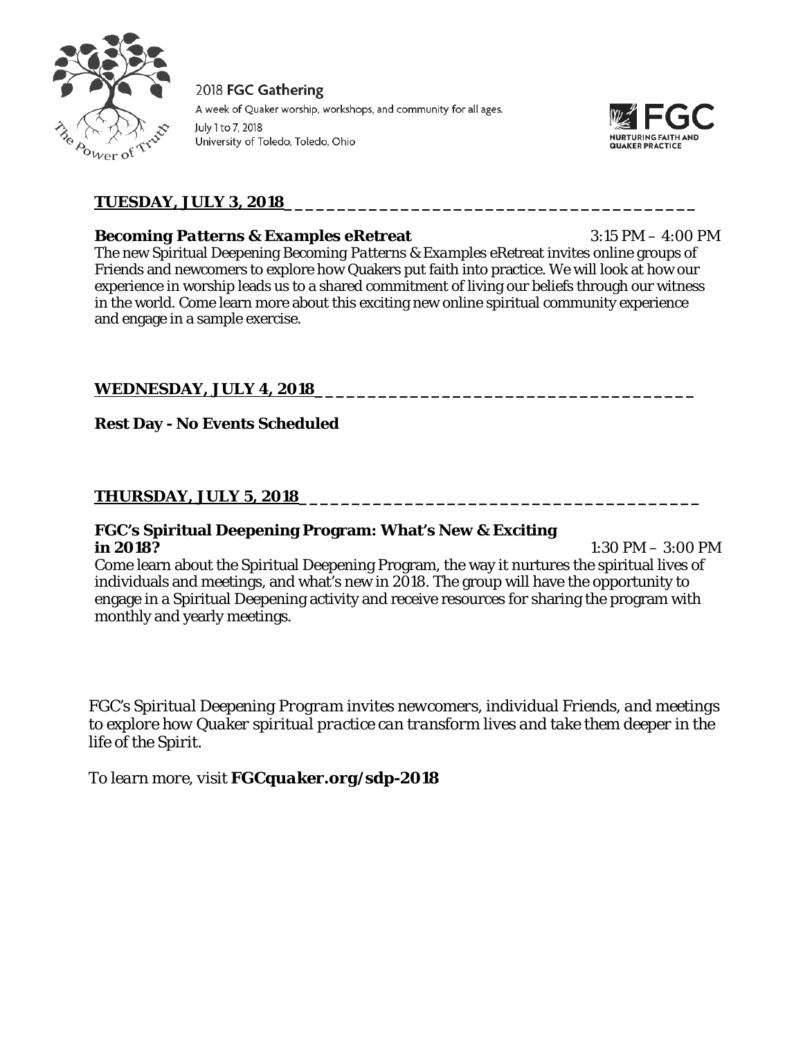2018 **FGC Gathering**

A week of Quaker worship, workshops, and community for all ages.

July 1 to 7, 2018

University of Toledo, Toledo, Ohio

## TUESDAY, JULY 3, 2018

**Becoming *Patterns & Examples* eRetreat** 3:15 PM – 4:00 PM

The new Spiritual Deepening Becoming *Patterns & Examples* eRetreat invites online groups of Friends and newcomers to explore how Quakers put faith into practice. We will look at how our experience in worship leads us to a shared commitment of living our beliefs through our witness in the world. Come learn more about this exciting new online spiritual community experience and engage in a sample exercise.

## WEDNESDAY, JULY 4, 2018

**Rest Day - No Events Scheduled**

## THURSDAY, JULY 5, 2018

**FGC's Spiritual Deepening Program: What's New & Exciting in 2018?** 1:30 PM – 3:00 PM

Come learn about the Spiritual Deepening Program, the way it nurtures the spiritual lives of individuals and meetings, and what's new in 2018. The group will have the opportunity to engage in a Spiritual Deepening activity and receive resources for sharing the program with monthly and yearly meetings.

*FGC's Spiritual Deepening Program invites newcomers, individual Friends, and meetings to explore how Quaker spiritual practice can transform lives and take them deeper in the life of the Spirit.*

*To learn more, visit* ***FGCquaker.org/sdp-2018***